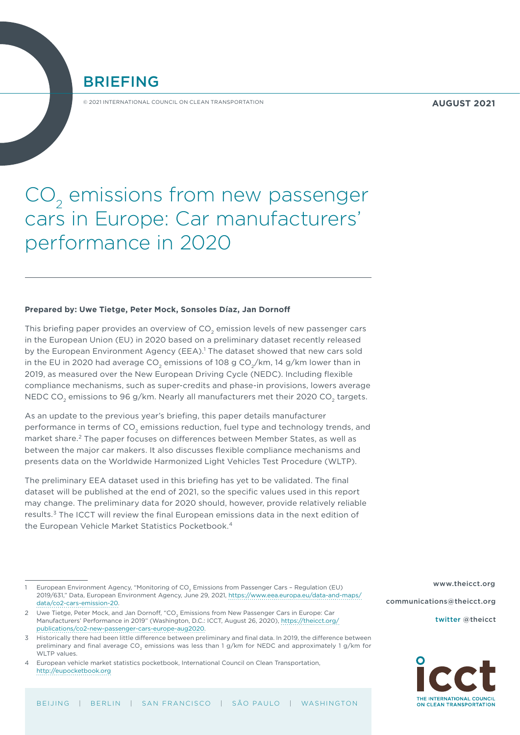# BRIEFING

© 2021 INTERNATIONAL COUNCIL ON CLEAN TRANSPORTATION

**AUGUST 2021**

# $CO_2$ emissions from new passenger cars in Europe: Car manufacturers' performance in 2020

**Prepared by: Uwe Tietge, Peter Mock, Sonsoles Díaz, Jan Dornoff**

This briefing paper provides an overview of $CO_2$ emission levels of new passenger cars in the European Union (EU) in 2020 based on a preliminary dataset recently released by the European Environment Agency (EEA).[1] The dataset showed that new cars sold in the EU in 2020 had average $CO_2$ emissions of 108 g $CO_2$/km, 14 g/km lower than in 2019, as measured over the New European Driving Cycle (NEDC). Including flexible compliance mechanisms, such as super-credits and phase-in provisions, lowers average NEDC $CO_2$ emissions to 96 g/km. Nearly all manufacturers met their 2020 $CO_2$ targets.

As an update to the previous year's briefing, this paper details manufacturer performance in terms of $CO_2$ emissions reduction, fuel type and technology trends, and market share.[2] The paper focuses on differences between Member States, as well as between the major car makers. It also discusses flexible compliance mechanisms and presents data on the Worldwide Harmonized Light Vehicles Test Procedure (WLTP).

The preliminary EEA dataset used in this briefing has yet to be validated. The final dataset will be published at the end of 2021, so the specific values used in this report may change. The preliminary data for 2020 should, however, provide relatively reliable results.[3] The ICCT will review the final European emissions data in the next edition of the European Vehicle Market Statistics Pocketbook.[4]

---

1 European Environment Agency, "Monitoring of $CO_2$ Emissions from Passenger Cars – Regulation (EU) 2019/631," Data, European Environment Agency, June 29, 2021, https://www.eea.europa.eu/data-and-maps/data/co2-cars-emission-20.

2 Uwe Tietge, Peter Mock, and Jan Dornoff, "$CO_2$ Emissions from New Passenger Cars in Europe: Car Manufacturers' Performance in 2019" (Washington, D.C.: ICCT, August 26, 2020), https://theicct.org/publications/co2-new-passenger-cars-europe-aug2020.

3 Historically there had been little difference between preliminary and final data. In 2019, the difference between preliminary and final average $CO_2$ emissions was less than 1 g/km for NEDC and approximately 1 g/km for WLTP values.

4 European vehicle market statistics pocketbook, International Council on Clean Transportation, http://eupocketbook.org

www.theicct.org

communications@theicct.org

twitter @theicct

BEIJING | BERLIN | SAN FRANCISCO | SÃO PAULO | WASHINGTON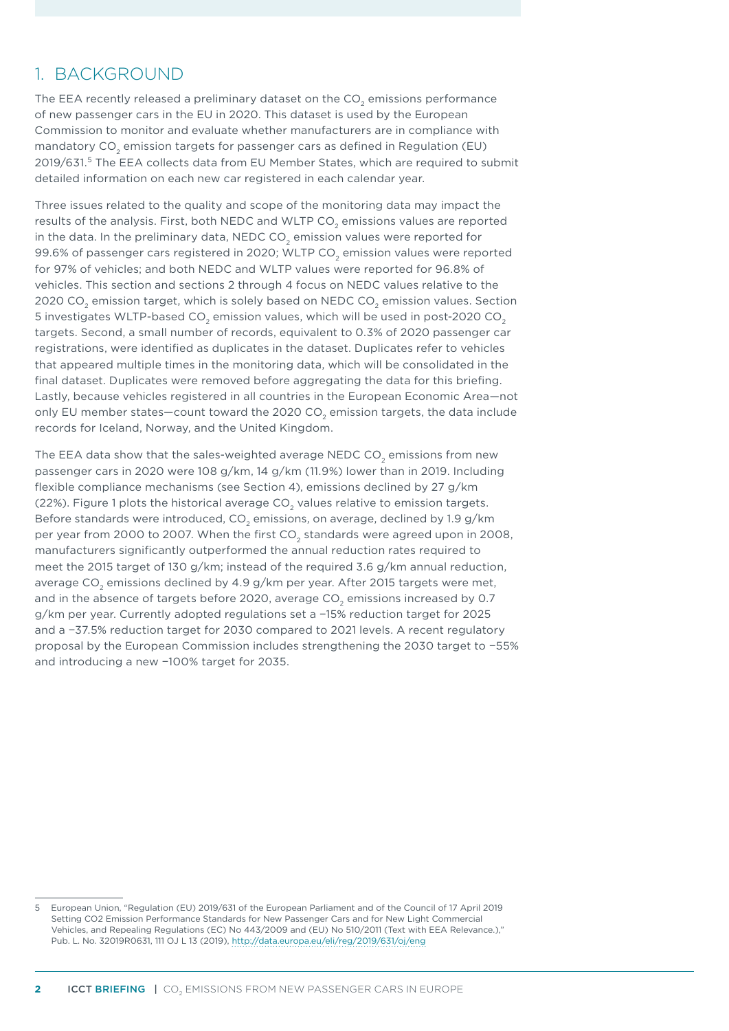# 1. BACKGROUND

The EEA recently released a preliminary dataset on the $CO_2$ emissions performance of new passenger cars in the EU in 2020. This dataset is used by the European Commission to monitor and evaluate whether manufacturers are in compliance with mandatory $CO_2$ emission targets for passenger cars as defined in Regulation (EU) 2019/631.[5] The EEA collects data from EU Member States, which are required to submit detailed information on each new car registered in each calendar year.

Three issues related to the quality and scope of the monitoring data may impact the results of the analysis. First, both NEDC and WLTP $CO_2$ emissions values are reported in the data. In the preliminary data, NEDC $CO_2$ emission values were reported for 99.6% of passenger cars registered in 2020; WLTP $CO_2$ emission values were reported for 97% of vehicles; and both NEDC and WLTP values were reported for 96.8% of vehicles. This section and sections 2 through 4 focus on NEDC values relative to the 2020 $CO_2$ emission target, which is solely based on NEDC $CO_2$ emission values. Section 5 investigates WLTP-based $CO_2$ emission values, which will be used in post-2020 $CO_2$ targets. Second, a small number of records, equivalent to 0.3% of 2020 passenger car registrations, were identified as duplicates in the dataset. Duplicates refer to vehicles that appeared multiple times in the monitoring data, which will be consolidated in the final dataset. Duplicates were removed before aggregating the data for this briefing. Lastly, because vehicles registered in all countries in the European Economic Area—not only EU member states—count toward the 2020 $CO_2$ emission targets, the data include records for Iceland, Norway, and the United Kingdom.

The EEA data show that the sales-weighted average NEDC $CO_2$ emissions from new passenger cars in 2020 were 108 g/km, 14 g/km (11.9%) lower than in 2019. Including flexible compliance mechanisms (see Section 4), emissions declined by 27 g/km (22%). Figure 1 plots the historical average $CO_2$ values relative to emission targets. Before standards were introduced, $CO_2$ emissions, on average, declined by 1.9 g/km per year from 2000 to 2007. When the first $CO_2$ standards were agreed upon in 2008, manufacturers significantly outperformed the annual reduction rates required to meet the 2015 target of 130 g/km; instead of the required 3.6 g/km annual reduction, average $CO_2$ emissions declined by 4.9 g/km per year. After 2015 targets were met, and in the absence of targets before 2020, average $CO_2$ emissions increased by 0.7 g/km per year. Currently adopted regulations set a −15% reduction target for 2025 and a −37.5% reduction target for 2030 compared to 2021 levels. A recent regulatory proposal by the European Commission includes strengthening the 2030 target to −55% and introducing a new −100% target for 2035.

---

5 European Union, "Regulation (EU) 2019/631 of the European Parliament and of the Council of 17 April 2019 Setting CO2 Emission Performance Standards for New Passenger Cars and for New Light Commercial Vehicles, and Repealing Regulations (EC) No 443/2009 and (EU) No 510/2011 (Text with EEA Relevance.)," Pub. L. No. 32019R0631, 111 OJ L 13 (2019), http://data.europa.eu/eli/reg/2019/631/oj/eng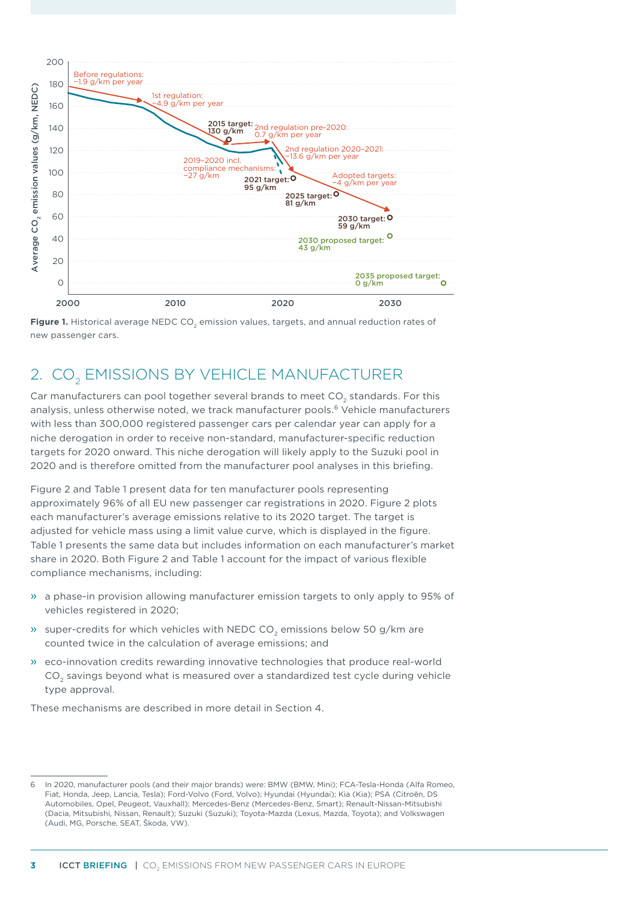Figure 1. Historical average NEDC $CO_2$ emission values, targets, and annual reduction rates of new passenger cars.

## 2. $CO_2$ EMISSIONS BY VEHICLE MANUFACTURER

Car manufacturers can pool together several brands to meet $CO_2$ standards. For this analysis, unless otherwise noted, we track manufacturer pools.[6] Vehicle manufacturers with less than 300,000 registered passenger cars per calendar year can apply for a niche derogation in order to receive non-standard, manufacturer-specific reduction targets for 2020 onward. This niche derogation will likely apply to the Suzuki pool in 2020 and is therefore omitted from the manufacturer pool analyses in this briefing.

Figure 2 and Table 1 present data for ten manufacturer pools representing approximately 96% of all EU new passenger car registrations in 2020. Figure 2 plots each manufacturer's average emissions relative to its 2020 target. The target is adjusted for vehicle mass using a limit value curve, which is displayed in the figure. Table 1 presents the same data but includes information on each manufacturer's market share in 2020. Both Figure 2 and Table 1 account for the impact of various flexible compliance mechanisms, including:

- a phase-in provision allowing manufacturer emission targets to only apply to 95% of vehicles registered in 2020;
- super-credits for which vehicles with NEDC $CO_2$ emissions below 50 g/km are counted twice in the calculation of average emissions; and
- eco-innovation credits rewarding innovative technologies that produce real-world $CO_2$ savings beyond what is measured over a standardized test cycle during vehicle type approval.

These mechanisms are described in more detail in Section 4.

6 In 2020, manufacturer pools (and their major brands) were: BMW (BMW, Mini); FCA-Tesla-Honda (Alfa Romeo, Fiat, Honda, Jeep, Lancia, Tesla); Ford-Volvo (Ford, Volvo); Hyundai (Hyundai); Kia (Kia); PSA (Citroën, DS Automobiles, Opel, Peugeot, Vauxhall); Mercedes-Benz (Mercedes-Benz, Smart); Renault-Nissan-Mitsubishi (Dacia, Mitsubishi, Nissan, Renault); Suzuki (Suzuki); Toyota-Mazda (Lexus, Mazda, Toyota); and Volkswagen (Audi, MG, Porsche, SEAT, Škoda, VW).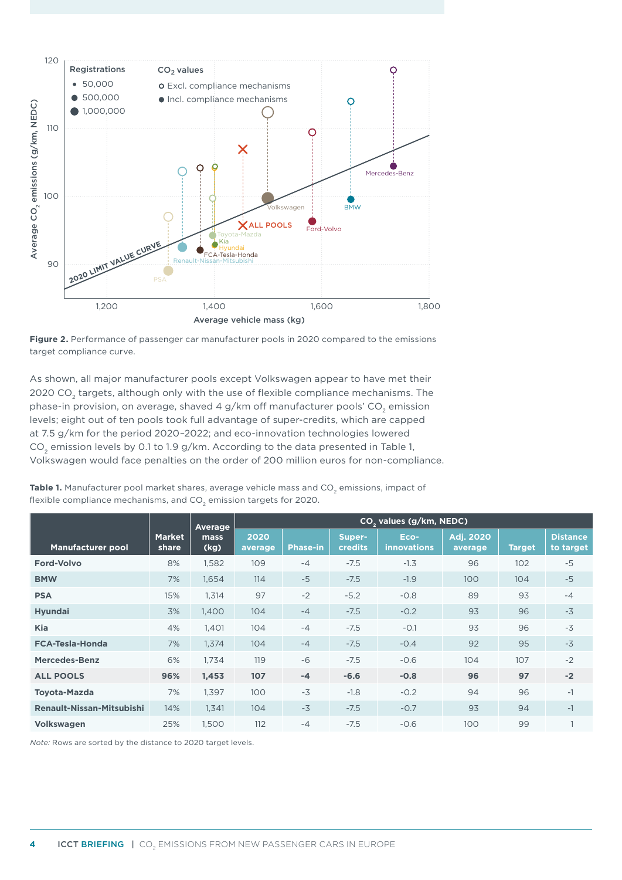Figure 2. Performance of passenger car manufacturer pools in 2020 compared to the emissions target compliance curve.

As shown, all major manufacturer pools except Volkswagen appear to have met their 2020 $CO_2$ targets, although only with the use of flexible compliance mechanisms. The phase-in provision, on average, shaved 4 g/km off manufacturer pools' $CO_2$ emission levels; eight out of ten pools took full advantage of super-credits, which are capped at 7.5 g/km for the period 2020–2022; and eco-innovation technologies lowered $CO_2$ emission levels by 0.1 to 1.9 g/km. According to the data presented in Table 1, Volkswagen would face penalties on the order of 200 million euros for non-compliance.

**Table 1.** Manufacturer pool market shares, average vehicle mass and $CO_2$ emissions, impact of flexible compliance mechanisms, and $CO_2$ emission targets for 2020.

| Manufacturer pool | Market share | Average mass (kg) | $CO_2$ values (g/km, NEDC) | | | | | | |
|---|---|---|---|---|---|---|---|---|---|
| | | | 2020 average | Phase-in | Super-credits | Eco-innovations | Adj. 2020 average | Target | Distance to target |
| **Ford-Volvo** | 8% | 1,582 | 109 | -4 | -7.5 | -1.3 | 96 | 102 | -5 |
| **BMW** | 7% | 1,654 | 114 | -5 | -7.5 | -1.9 | 100 | 104 | -5 |
| **PSA** | 15% | 1,314 | 97 | -2 | -5.2 | -0.8 | 89 | 93 | -4 |
| **Hyundai** | 3% | 1,400 | 104 | -4 | -7.5 | -0.2 | 93 | 96 | -3 |
| **Kia** | 4% | 1,401 | 104 | -4 | -7.5 | -0.1 | 93 | 96 | -3 |
| **FCA-Tesla-Honda** | 7% | 1,374 | 104 | -4 | -7.5 | -0.4 | 92 | 95 | -3 |
| **Mercedes-Benz** | 6% | 1,734 | 119 | -6 | -7.5 | -0.6 | 104 | 107 | -2 |
| **ALL POOLS** | **96%** | **1,453** | **107** | **-4** | **-6.6** | **-0.8** | **96** | **97** | **-2** |
| **Toyota-Mazda** | 7% | 1,397 | 100 | -3 | -1.8 | -0.2 | 94 | 96 | -1 |
| **Renault-Nissan-Mitsubishi** | 14% | 1,341 | 104 | -3 | -7.5 | -0.7 | 93 | 94 | -1 |
| **Volkswagen** | 25% | 1,500 | 112 | -4 | -7.5 | -0.6 | 100 | 99 | 1 |

*Note:* Rows are sorted by the distance to 2020 target levels.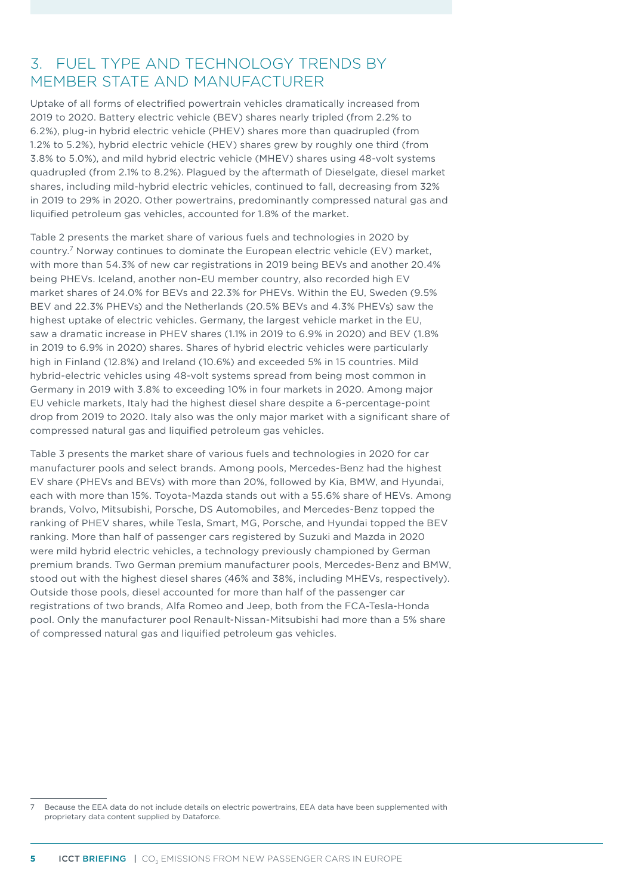## 3. FUEL TYPE AND TECHNOLOGY TRENDS BY MEMBER STATE AND MANUFACTURER

Uptake of all forms of electrified powertrain vehicles dramatically increased from 2019 to 2020. Battery electric vehicle (BEV) shares nearly tripled (from 2.2% to 6.2%), plug-in hybrid electric vehicle (PHEV) shares more than quadrupled (from 1.2% to 5.2%), hybrid electric vehicle (HEV) shares grew by roughly one third (from 3.8% to 5.0%), and mild hybrid electric vehicle (MHEV) shares using 48-volt systems quadrupled (from 2.1% to 8.2%). Plagued by the aftermath of Dieselgate, diesel market shares, including mild-hybrid electric vehicles, continued to fall, decreasing from 32% in 2019 to 29% in 2020. Other powertrains, predominantly compressed natural gas and liquified petroleum gas vehicles, accounted for 1.8% of the market.

Table 2 presents the market share of various fuels and technologies in 2020 by country.[7] Norway continues to dominate the European electric vehicle (EV) market, with more than 54.3% of new car registrations in 2019 being BEVs and another 20.4% being PHEVs. Iceland, another non-EU member country, also recorded high EV market shares of 24.0% for BEVs and 22.3% for PHEVs. Within the EU, Sweden (9.5% BEV and 22.3% PHEVs) and the Netherlands (20.5% BEVs and 4.3% PHEVs) saw the highest uptake of electric vehicles. Germany, the largest vehicle market in the EU, saw a dramatic increase in PHEV shares (1.1% in 2019 to 6.9% in 2020) and BEV (1.8% in 2019 to 6.9% in 2020) shares. Shares of hybrid electric vehicles were particularly high in Finland (12.8%) and Ireland (10.6%) and exceeded 5% in 15 countries. Mild hybrid-electric vehicles using 48-volt systems spread from being most common in Germany in 2019 with 3.8% to exceeding 10% in four markets in 2020. Among major EU vehicle markets, Italy had the highest diesel share despite a 6-percentage-point drop from 2019 to 2020. Italy also was the only major market with a significant share of compressed natural gas and liquified petroleum gas vehicles.

Table 3 presents the market share of various fuels and technologies in 2020 for car manufacturer pools and select brands. Among pools, Mercedes-Benz had the highest EV share (PHEVs and BEVs) with more than 20%, followed by Kia, BMW, and Hyundai, each with more than 15%. Toyota-Mazda stands out with a 55.6% share of HEVs. Among brands, Volvo, Mitsubishi, Porsche, DS Automobiles, and Mercedes-Benz topped the ranking of PHEV shares, while Tesla, Smart, MG, Porsche, and Hyundai topped the BEV ranking. More than half of passenger cars registered by Suzuki and Mazda in 2020 were mild hybrid electric vehicles, a technology previously championed by German premium brands. Two German premium manufacturer pools, Mercedes-Benz and BMW, stood out with the highest diesel shares (46% and 38%, including MHEVs, respectively). Outside those pools, diesel accounted for more than half of the passenger car registrations of two brands, Alfa Romeo and Jeep, both from the FCA-Tesla-Honda pool. Only the manufacturer pool Renault-Nissan-Mitsubishi had more than a 5% share of compressed natural gas and liquified petroleum gas vehicles.

---

[7] Because the EEA data do not include details on electric powertrains, EEA data have been supplemented with proprietary data content supplied by Dataforce.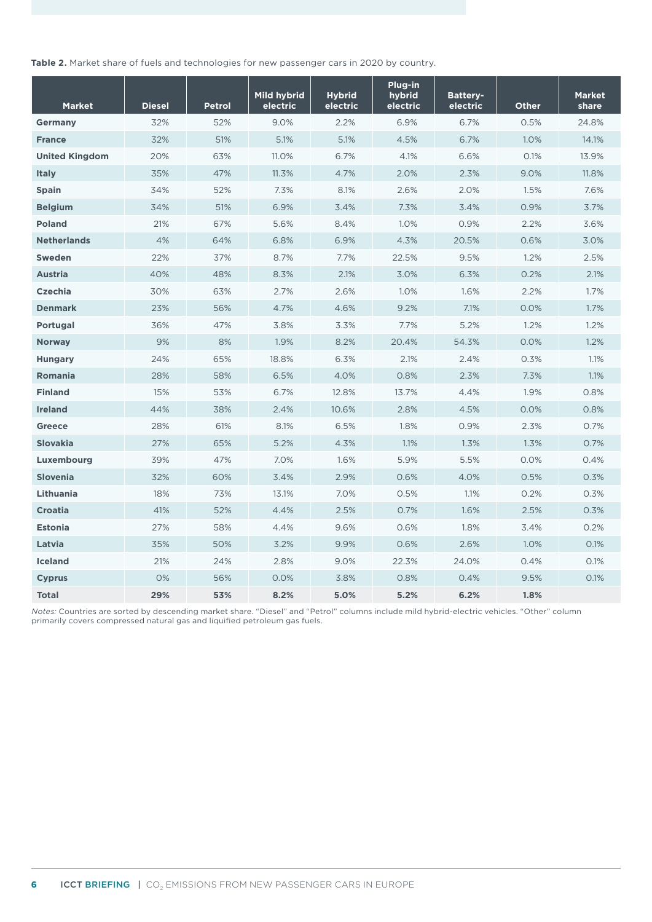**Table 2.** Market share of fuels and technologies for new passenger cars in 2020 by country.

| Market | Diesel | Petrol | Mild hybrid electric | Hybrid electric | Plug-in hybrid electric | Battery-electric | Other | Market share |
|---|---|---|---|---|---|---|---|---|
| **Germany** | 32% | 52% | 9.0% | 2.2% | 6.9% | 6.7% | 0.5% | 24.8% |
| **France** | 32% | 51% | 5.1% | 5.1% | 4.5% | 6.7% | 1.0% | 14.1% |
| **United Kingdom** | 20% | 63% | 11.0% | 6.7% | 4.1% | 6.6% | 0.1% | 13.9% |
| **Italy** | 35% | 47% | 11.3% | 4.7% | 2.0% | 2.3% | 9.0% | 11.8% |
| **Spain** | 34% | 52% | 7.3% | 8.1% | 2.6% | 2.0% | 1.5% | 7.6% |
| **Belgium** | 34% | 51% | 6.9% | 3.4% | 7.3% | 3.4% | 0.9% | 3.7% |
| **Poland** | 21% | 67% | 5.6% | 8.4% | 1.0% | 0.9% | 2.2% | 3.6% |
| **Netherlands** | 4% | 64% | 6.8% | 6.9% | 4.3% | 20.5% | 0.6% | 3.0% |
| **Sweden** | 22% | 37% | 8.7% | 7.7% | 22.5% | 9.5% | 1.2% | 2.5% |
| **Austria** | 40% | 48% | 8.3% | 2.1% | 3.0% | 6.3% | 0.2% | 2.1% |
| **Czechia** | 30% | 63% | 2.7% | 2.6% | 1.0% | 1.6% | 2.2% | 1.7% |
| **Denmark** | 23% | 56% | 4.7% | 4.6% | 9.2% | 7.1% | 0.0% | 1.7% |
| **Portugal** | 36% | 47% | 3.8% | 3.3% | 7.7% | 5.2% | 1.2% | 1.2% |
| **Norway** | 9% | 8% | 1.9% | 8.2% | 20.4% | 54.3% | 0.0% | 1.2% |
| **Hungary** | 24% | 65% | 18.8% | 6.3% | 2.1% | 2.4% | 0.3% | 1.1% |
| **Romania** | 28% | 58% | 6.5% | 4.0% | 0.8% | 2.3% | 7.3% | 1.1% |
| **Finland** | 15% | 53% | 6.7% | 12.8% | 13.7% | 4.4% | 1.9% | 0.8% |
| **Ireland** | 44% | 38% | 2.4% | 10.6% | 2.8% | 4.5% | 0.0% | 0.8% |
| **Greece** | 28% | 61% | 8.1% | 6.5% | 1.8% | 0.9% | 2.3% | 0.7% |
| **Slovakia** | 27% | 65% | 5.2% | 4.3% | 1.1% | 1.3% | 1.3% | 0.7% |
| **Luxembourg** | 39% | 47% | 7.0% | 1.6% | 5.9% | 5.5% | 0.0% | 0.4% |
| **Slovenia** | 32% | 60% | 3.4% | 2.9% | 0.6% | 4.0% | 0.5% | 0.3% |
| **Lithuania** | 18% | 73% | 13.1% | 7.0% | 0.5% | 1.1% | 0.2% | 0.3% |
| **Croatia** | 41% | 52% | 4.4% | 2.5% | 0.7% | 1.6% | 2.5% | 0.3% |
| **Estonia** | 27% | 58% | 4.4% | 9.6% | 0.6% | 1.8% | 3.4% | 0.2% |
| **Latvia** | 35% | 50% | 3.2% | 9.9% | 0.6% | 2.6% | 1.0% | 0.1% |
| **Iceland** | 21% | 24% | 2.8% | 9.0% | 22.3% | 24.0% | 0.4% | 0.1% |
| **Cyprus** | 0% | 56% | 0.0% | 3.8% | 0.8% | 0.4% | 9.5% | 0.1% |
| **Total** | **29%** | **53%** | **8.2%** | **5.0%** | **5.2%** | **6.2%** | **1.8%** | |

*Notes:* Countries are sorted by descending market share. "Diesel" and "Petrol" columns include mild hybrid-electric vehicles. "Other" column primarily covers compressed natural gas and liquified petroleum gas fuels.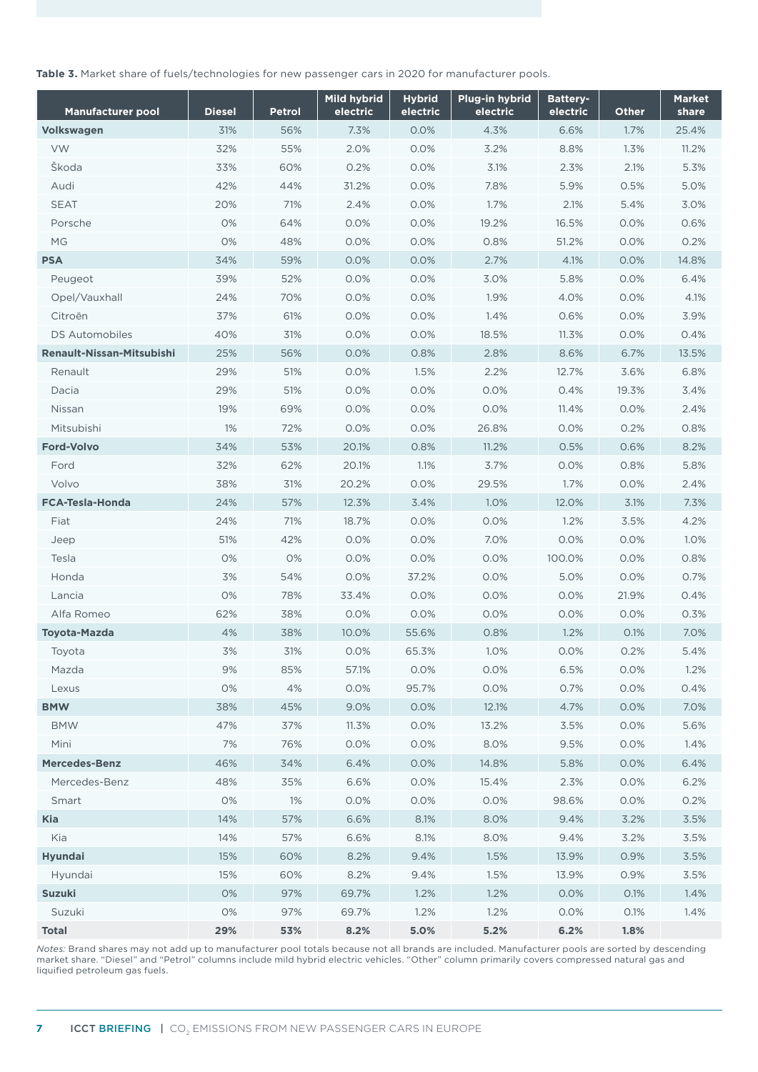**Table 3.** Market share of fuels/technologies for new passenger cars in 2020 for manufacturer pools.

| Manufacturer pool | Diesel | Petrol | Mild hybrid electric | Hybrid electric | Plug-in hybrid electric | Battery-electric | Other | Market share |
|---|---|---|---|---|---|---|---|---|
| **Volkswagen** | 31% | 56% | 7.3% | 0.0% | 4.3% | 6.6% | 1.7% | 25.4% |
| VW | 32% | 55% | 2.0% | 0.0% | 3.2% | 8.8% | 1.3% | 11.2% |
| Škoda | 33% | 60% | 0.2% | 0.0% | 3.1% | 2.3% | 2.1% | 5.3% |
| Audi | 42% | 44% | 31.2% | 0.0% | 7.8% | 5.9% | 0.5% | 5.0% |
| SEAT | 20% | 71% | 2.4% | 0.0% | 1.7% | 2.1% | 5.4% | 3.0% |
| Porsche | 0% | 64% | 0.0% | 0.0% | 19.2% | 16.5% | 0.0% | 0.6% |
| MG | 0% | 48% | 0.0% | 0.0% | 0.8% | 51.2% | 0.0% | 0.2% |
| **PSA** | 34% | 59% | 0.0% | 0.0% | 2.7% | 4.1% | 0.0% | 14.8% |
| Peugeot | 39% | 52% | 0.0% | 0.0% | 3.0% | 5.8% | 0.0% | 6.4% |
| Opel/Vauxhall | 24% | 70% | 0.0% | 0.0% | 1.9% | 4.0% | 0.0% | 4.1% |
| Citroën | 37% | 61% | 0.0% | 0.0% | 1.4% | 0.6% | 0.0% | 3.9% |
| DS Automobiles | 40% | 31% | 0.0% | 0.0% | 18.5% | 11.3% | 0.0% | 0.4% |
| **Renault-Nissan-Mitsubishi** | 25% | 56% | 0.0% | 0.8% | 2.8% | 8.6% | 6.7% | 13.5% |
| Renault | 29% | 51% | 0.0% | 1.5% | 2.2% | 12.7% | 3.6% | 6.8% |
| Dacia | 29% | 51% | 0.0% | 0.0% | 0.0% | 0.4% | 19.3% | 3.4% |
| Nissan | 19% | 69% | 0.0% | 0.0% | 0.0% | 11.4% | 0.0% | 2.4% |
| Mitsubishi | 1% | 72% | 0.0% | 0.0% | 26.8% | 0.0% | 0.2% | 0.8% |
| **Ford-Volvo** | 34% | 53% | 20.1% | 0.8% | 11.2% | 0.5% | 0.6% | 8.2% |
| Ford | 32% | 62% | 20.1% | 1.1% | 3.7% | 0.0% | 0.8% | 5.8% |
| Volvo | 38% | 31% | 20.2% | 0.0% | 29.5% | 1.7% | 0.0% | 2.4% |
| **FCA-Tesla-Honda** | 24% | 57% | 12.3% | 3.4% | 1.0% | 12.0% | 3.1% | 7.3% |
| Fiat | 24% | 71% | 18.7% | 0.0% | 0.0% | 1.2% | 3.5% | 4.2% |
| Jeep | 51% | 42% | 0.0% | 0.0% | 7.0% | 0.0% | 0.0% | 1.0% |
| Tesla | 0% | 0% | 0.0% | 0.0% | 0.0% | 100.0% | 0.0% | 0.8% |
| Honda | 3% | 54% | 0.0% | 37.2% | 0.0% | 5.0% | 0.0% | 0.7% |
| Lancia | 0% | 78% | 33.4% | 0.0% | 0.0% | 0.0% | 21.9% | 0.4% |
| Alfa Romeo | 62% | 38% | 0.0% | 0.0% | 0.0% | 0.0% | 0.0% | 0.3% |
| **Toyota-Mazda** | 4% | 38% | 10.0% | 55.6% | 0.8% | 1.2% | 0.1% | 7.0% |
| Toyota | 3% | 31% | 0.0% | 65.3% | 1.0% | 0.0% | 0.2% | 5.4% |
| Mazda | 9% | 85% | 57.1% | 0.0% | 0.0% | 6.5% | 0.0% | 1.2% |
| Lexus | 0% | 4% | 0.0% | 95.7% | 0.0% | 0.7% | 0.0% | 0.4% |
| **BMW** | 38% | 45% | 9.0% | 0.0% | 12.1% | 4.7% | 0.0% | 7.0% |
| BMW | 47% | 37% | 11.3% | 0.0% | 13.2% | 3.5% | 0.0% | 5.6% |
| Mini | 7% | 76% | 0.0% | 0.0% | 8.0% | 9.5% | 0.0% | 1.4% |
| **Mercedes-Benz** | 46% | 34% | 6.4% | 0.0% | 14.8% | 5.8% | 0.0% | 6.4% |
| Mercedes-Benz | 48% | 35% | 6.6% | 0.0% | 15.4% | 2.3% | 0.0% | 6.2% |
| Smart | 0% | 1% | 0.0% | 0.0% | 0.0% | 98.6% | 0.0% | 0.2% |
| **Kia** | 14% | 57% | 6.6% | 8.1% | 8.0% | 9.4% | 3.2% | 3.5% |
| Kia | 14% | 57% | 6.6% | 8.1% | 8.0% | 9.4% | 3.2% | 3.5% |
| **Hyundai** | 15% | 60% | 8.2% | 9.4% | 1.5% | 13.9% | 0.9% | 3.5% |
| Hyundai | 15% | 60% | 8.2% | 9.4% | 1.5% | 13.9% | 0.9% | 3.5% |
| **Suzuki** | 0% | 97% | 69.7% | 1.2% | 1.2% | 0.0% | 0.1% | 1.4% |
| Suzuki | 0% | 97% | 69.7% | 1.2% | 1.2% | 0.0% | 0.1% | 1.4% |
| **Total** | **29%** | **53%** | **8.2%** | **5.0%** | **5.2%** | **6.2%** | **1.8%** | |

*Notes:* Brand shares may not add up to manufacturer pool totals because not all brands are included. Manufacturer pools are sorted by descending market share. "Diesel" and "Petrol" columns include mild hybrid electric vehicles. "Other" column primarily covers compressed natural gas and liquified petroleum gas fuels.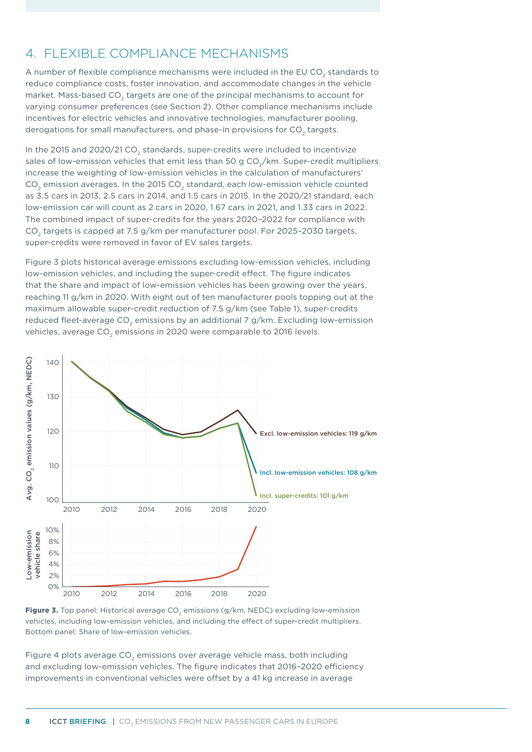## 4. FLEXIBLE COMPLIANCE MECHANISMS

A number of flexible compliance mechanisms were included in the EU $CO_2$ standards to reduce compliance costs, foster innovation, and accommodate changes in the vehicle market. Mass-based $CO_2$ targets are one of the principal mechanisms to account for varying consumer preferences (see Section 2). Other compliance mechanisms include incentives for electric vehicles and innovative technologies, manufacturer pooling, derogations for small manufacturers, and phase-in provisions for $CO_2$ targets.

In the 2015 and 2020/21 $CO_2$ standards, super-credits were included to incentivize sales of low-emission vehicles that emit less than 50 g $CO_2$/km. Super-credit multipliers increase the weighting of low-emission vehicles in the calculation of manufacturers' $CO_2$ emission averages. In the 2015 $CO_2$ standard, each low-emission vehicle counted as 3.5 cars in 2013, 2.5 cars in 2014, and 1.5 cars in 2015. In the 2020/21 standard, each low-emission car will count as 2 cars in 2020, 1.67 cars in 2021, and 1.33 cars in 2022. The combined impact of super-credits for the years 2020–2022 for compliance with $CO_2$ targets is capped at 7.5 g/km per manufacturer pool. For 2025–2030 targets, super-credits were removed in favor of EV sales targets.

Figure 3 plots historical average emissions excluding low-emission vehicles, including low-emission vehicles, and including the super-credit effect. The figure indicates that the share and impact of low-emission vehicles has been growing over the years, reaching 11 g/km in 2020. With eight out of ten manufacturer pools topping out at the maximum allowable super-credit reduction of 7.5 g/km (see Table 1), super-credits reduced fleet-average $CO_2$ emissions by an additional 7 g/km. Excluding low-emission vehicles, average $CO_2$ emissions in 2020 were comparable to 2016 levels.

**Figure 3.** Top panel: Historical average $CO_2$ emissions (g/km, NEDC) excluding low-emission vehicles, including low-emission vehicles, and including the effect of super-credit multipliers. Bottom panel: Share of low-emission vehicles.

Figure 4 plots average $CO_2$ emissions over average vehicle mass, both including and excluding low-emission vehicles. The figure indicates that 2016–2020 efficiency improvements in conventional vehicles were offset by a 41 kg increase in average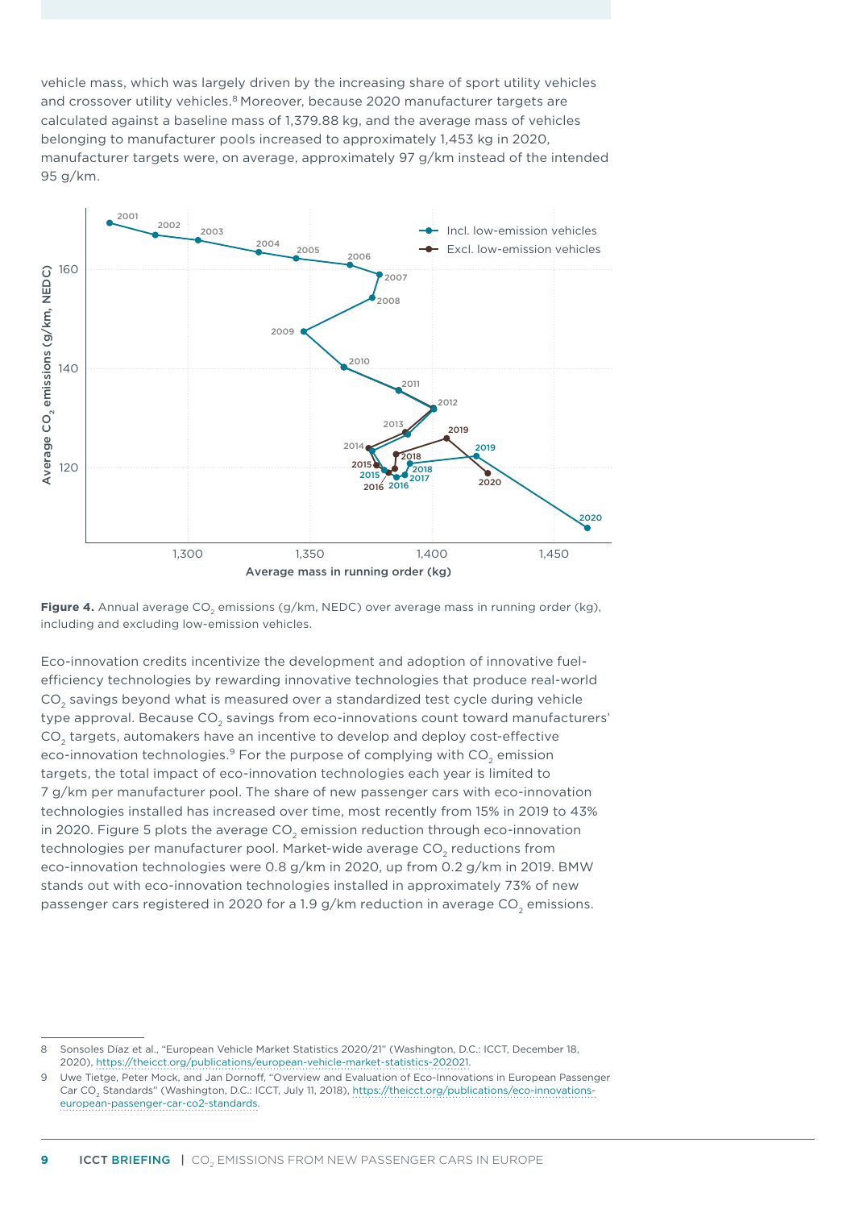vehicle mass, which was largely driven by the increasing share of sport utility vehicles and crossover utility vehicles.[8] Moreover, because 2020 manufacturer targets are calculated against a baseline mass of 1,379.88 kg, and the average mass of vehicles belonging to manufacturer pools increased to approximately 1,453 kg in 2020, manufacturer targets were, on average, approximately 97 g/km instead of the intended 95 g/km.

**Figure 4.** Annual average $CO_2$ emissions (g/km, NEDC) over average mass in running order (kg), including and excluding low-emission vehicles.

Eco-innovation credits incentivize the development and adoption of innovative fuel-efficiency technologies by rewarding innovative technologies that produce real-world $CO_2$ savings beyond what is measured over a standardized test cycle during vehicle type approval. Because $CO_2$ savings from eco-innovations count toward manufacturers' $CO_2$ targets, automakers have an incentive to develop and deploy cost-effective eco-innovation technologies.[9] For the purpose of complying with $CO_2$ emission targets, the total impact of eco-innovation technologies each year is limited to 7 g/km per manufacturer pool. The share of new passenger cars with eco-innovation technologies installed has increased over time, most recently from 15% in 2019 to 43% in 2020. Figure 5 plots the average $CO_2$ emission reduction through eco-innovation technologies per manufacturer pool. Market-wide average $CO_2$ reductions from eco-innovation technologies were 0.8 g/km in 2020, up from 0.2 g/km in 2019. BMW stands out with eco-innovation technologies installed in approximately 73% of new passenger cars registered in 2020 for a 1.9 g/km reduction in average $CO_2$ emissions.

---

8 Sonsoles Díaz et al., "European Vehicle Market Statistics 2020/21" (Washington, D.C.: ICCT, December 18, 2020), https://theicct.org/publications/european-vehicle-market-statistics-202021.

9 Uwe Tietge, Peter Mock, and Jan Dornoff, "Overview and Evaluation of Eco-Innovations in European Passenger Car $CO_2$ Standards" (Washington, D.C.: ICCT, July 11, 2018), https://theicct.org/publications/eco-innovations-european-passenger-car-co2-standards.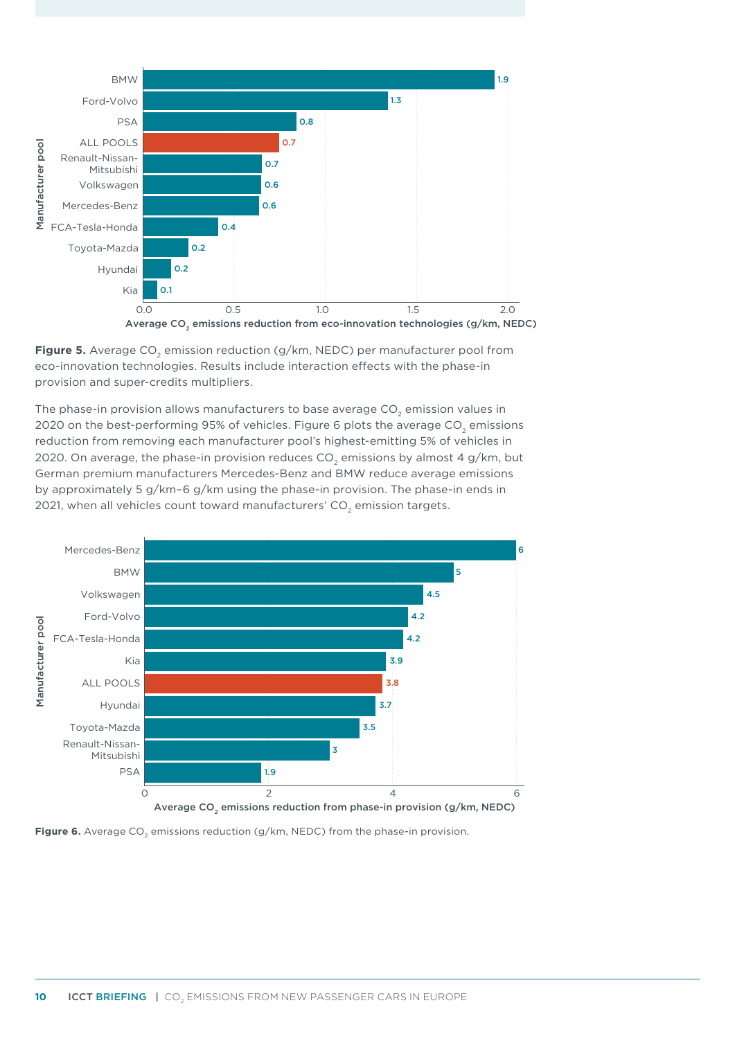| Manufacturer pool | Average $CO_2$ emissions reduction from eco-innovation technologies (g/km, NEDC) |
|---|---|
| BMW | 1.9 |
| Ford-Volvo | 1.3 |
| PSA | 0.8 |
| ALL POOLS | 0.7 |
| Renault-Nissan-Mitsubishi | 0.7 |
| Volkswagen | 0.6 |
| Mercedes-Benz | 0.6 |
| FCA-Tesla-Honda | 0.4 |
| Toyota-Mazda | 0.2 |
| Hyundai | 0.2 |
| Kia | 0.1 |

**Figure 5.** Average $CO_2$ emission reduction (g/km, NEDC) per manufacturer pool from eco-innovation technologies. Results include interaction effects with the phase-in provision and super-credits multipliers.

The phase-in provision allows manufacturers to base average $CO_2$ emission values in 2020 on the best-performing 95% of vehicles. Figure 6 plots the average $CO_2$ emissions reduction from removing each manufacturer pool's highest-emitting 5% of vehicles in 2020. On average, the phase-in provision reduces $CO_2$ emissions by almost 4 g/km, but German premium manufacturers Mercedes-Benz and BMW reduce average emissions by approximately 5 g/km–6 g/km using the phase-in provision. The phase-in ends in 2021, when all vehicles count toward manufacturers' $CO_2$ emission targets.

| Manufacturer pool | Average $CO_2$ emissions reduction from phase-in provision (g/km, NEDC) |
|---|---|
| Mercedes-Benz | 6 |
| BMW | 5 |
| Volkswagen | 4.5 |
| Ford-Volvo | 4.2 |
| FCA-Tesla-Honda | 4.2 |
| Kia | 3.9 |
| ALL POOLS | 3.8 |
| Hyundai | 3.7 |
| Toyota-Mazda | 3.5 |
| Renault-Nissan-Mitsubishi | 3 |
| PSA | 1.9 |

**Figure 6.** Average $CO_2$ emissions reduction (g/km, NEDC) from the phase-in provision.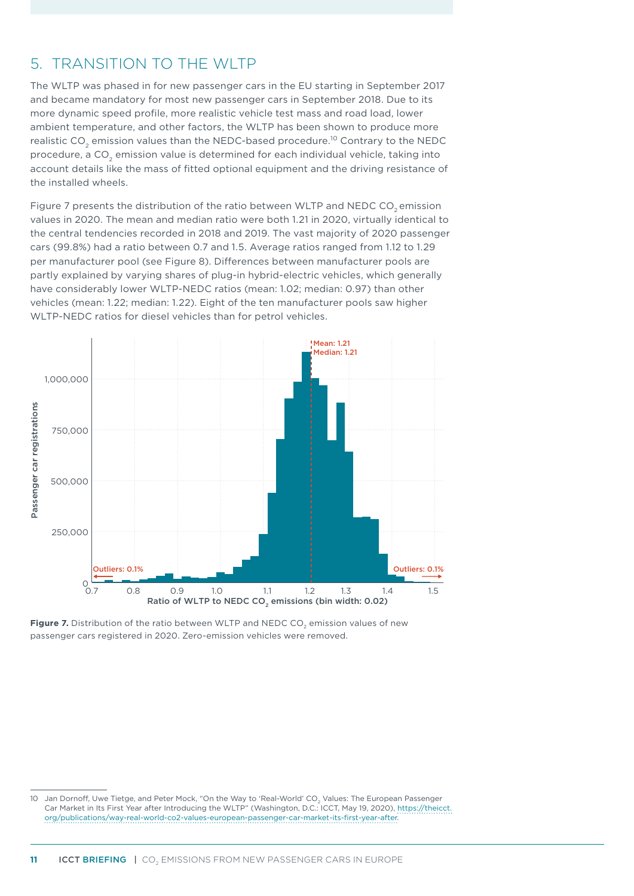## 5. TRANSITION TO THE WLTP

The WLTP was phased in for new passenger cars in the EU starting in September 2017 and became mandatory for most new passenger cars in September 2018. Due to its more dynamic speed profile, more realistic vehicle test mass and road load, lower ambient temperature, and other factors, the WLTP has been shown to produce more realistic $CO_2$ emission values than the NEDC-based procedure.[10] Contrary to the NEDC procedure, a $CO_2$ emission value is determined for each individual vehicle, taking into account details like the mass of fitted optional equipment and the driving resistance of the installed wheels.

Figure 7 presents the distribution of the ratio between WLTP and NEDC $CO_2$ emission values in 2020. The mean and median ratio were both 1.21 in 2020, virtually identical to the central tendencies recorded in 2018 and 2019. The vast majority of 2020 passenger cars (99.8%) had a ratio between 0.7 and 1.5. Average ratios ranged from 1.12 to 1.29 per manufacturer pool (see Figure 8). Differences between manufacturer pools are partly explained by varying shares of plug-in hybrid-electric vehicles, which generally have considerably lower WLTP-NEDC ratios (mean: 1.02; median: 0.97) than other vehicles (mean: 1.22; median: 1.22). Eight of the ten manufacturer pools saw higher WLTP-NEDC ratios for diesel vehicles than for petrol vehicles.

**Figure 7.** Distribution of the ratio between WLTP and NEDC $CO_2$ emission values of new passenger cars registered in 2020. Zero-emission vehicles were removed.

---

10 Jan Dornoff, Uwe Tietge, and Peter Mock, "On the Way to 'Real-World' $CO_2$ Values: The European Passenger Car Market in Its First Year after Introducing the WLTP" (Washington, D.C.: ICCT, May 19, 2020), https://theicct.org/publications/way-real-world-co2-values-european-passenger-car-market-its-first-year-after.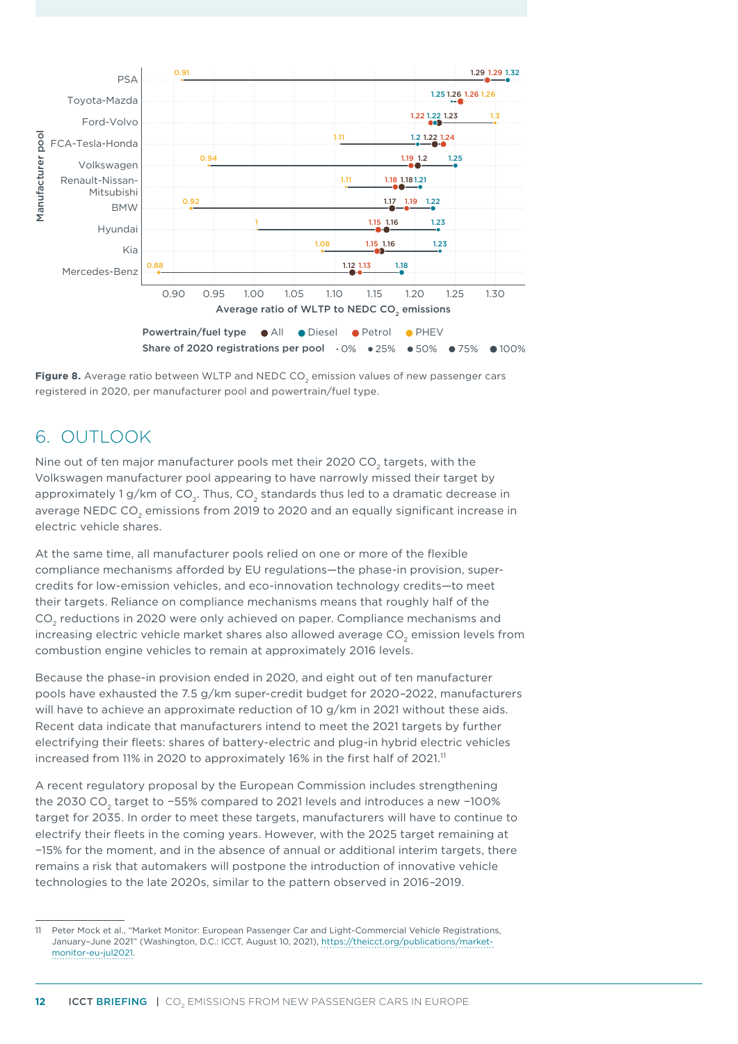| Manufacturer pool | All | Diesel | Petrol | PHEV |
|---|---|---|---|---|
| PSA | 1.29 | 1.32 | 1.29 | 0.91 |
| Toyota-Mazda | 1.26 | 1.25 | 1.26 | 1.26 |
| Ford-Volvo | 1.23 | 1.22 | 1.22 | 1.3 |
| FCA-Tesla-Honda | 1.22 | 1.2 | 1.24 | 1.11 |
| Volkswagen | 1.2 | 1.25 | 1.19 | 0.94 |
| Renault-Nissan-Mitsubishi | 1.18 | 1.21 | 1.18 | 1.11 |
| BMW | 1.17 | 1.22 | 1.19 | 0.92 |
| Hyundai | 1.16 | 1.23 | 1.15 | 1 |
| Kia | 1.16 | 1.23 | 1.15 | 1.08 |
| Mercedes-Benz | 1.12 | 1.18 | 1.13 | 0.88 |

Average ratio of WLTP to NEDC $CO_2$ emissions

Powertrain/fuel type: All, Diesel, Petrol, PHEV

Share of 2020 registrations per pool: 0%, 25%, 50%, 75%, 100%

**Figure 8.** Average ratio between WLTP and NEDC $CO_2$ emission values of new passenger cars registered in 2020, per manufacturer pool and powertrain/fuel type.

## 6. OUTLOOK

Nine out of ten major manufacturer pools met their 2020 $CO_2$ targets, with the Volkswagen manufacturer pool appearing to have narrowly missed their target by approximately 1 g/km of $CO_2$. Thus, $CO_2$ standards thus led to a dramatic decrease in average NEDC $CO_2$ emissions from 2019 to 2020 and an equally significant increase in electric vehicle shares.

At the same time, all manufacturer pools relied on one or more of the flexible compliance mechanisms afforded by EU regulations—the phase-in provision, super-credits for low-emission vehicles, and eco-innovation technology credits—to meet their targets. Reliance on compliance mechanisms means that roughly half of the $CO_2$ reductions in 2020 were only achieved on paper. Compliance mechanisms and increasing electric vehicle market shares also allowed average $CO_2$ emission levels from combustion engine vehicles to remain at approximately 2016 levels.

Because the phase-in provision ended in 2020, and eight out of ten manufacturer pools have exhausted the 7.5 g/km super-credit budget for 2020–2022, manufacturers will have to achieve an approximate reduction of 10 g/km in 2021 without these aids. Recent data indicate that manufacturers intend to meet the 2021 targets by further electrifying their fleets: shares of battery-electric and plug-in hybrid electric vehicles increased from 11% in 2020 to approximately 16% in the first half of 2021.[11]

A recent regulatory proposal by the European Commission includes strengthening the 2030 $CO_2$ target to −55% compared to 2021 levels and introduces a new −100% target for 2035. In order to meet these targets, manufacturers will have to continue to electrify their fleets in the coming years. However, with the 2025 target remaining at −15% for the moment, and in the absence of annual or additional interim targets, there remains a risk that automakers will postpone the introduction of innovative vehicle technologies to the late 2020s, similar to the pattern observed in 2016–2019.

---

11 Peter Mock et al., "Market Monitor: European Passenger Car and Light-Commercial Vehicle Registrations, January–June 2021" (Washington, D.C.: ICCT, August 10, 2021), https://theicct.org/publications/market-monitor-eu-jul2021.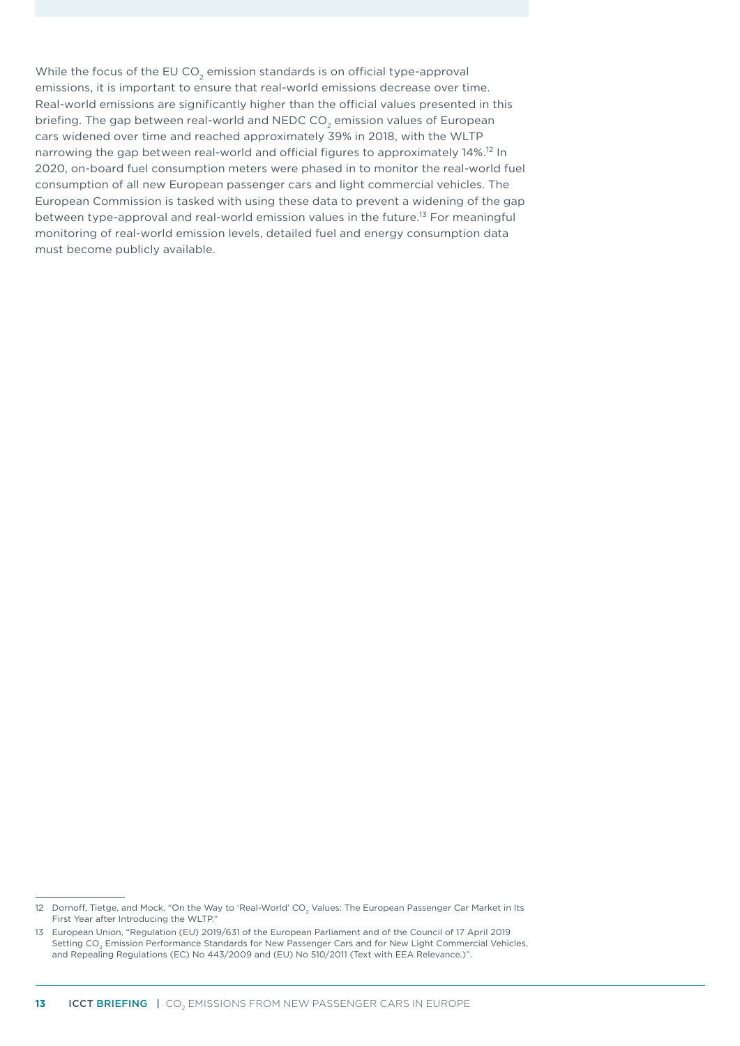While the focus of the EU $CO_2$ emission standards is on official type-approval emissions, it is important to ensure that real-world emissions decrease over time. Real-world emissions are significantly higher than the official values presented in this briefing. The gap between real-world and NEDC $CO_2$ emission values of European cars widened over time and reached approximately 39% in 2018, with the WLTP narrowing the gap between real-world and official figures to approximately 14%.[12] In 2020, on-board fuel consumption meters were phased in to monitor the real-world fuel consumption of all new European passenger cars and light commercial vehicles. The European Commission is tasked with using these data to prevent a widening of the gap between type-approval and real-world emission values in the future.[13] For meaningful monitoring of real-world emission levels, detailed fuel and energy consumption data must become publicly available.

---

12 Dornoff, Tietge, and Mock, "On the Way to 'Real-World' $CO_2$ Values: The European Passenger Car Market in Its First Year after Introducing the WLTP."

13 European Union, "Regulation (EU) 2019/631 of the European Parliament and of the Council of 17 April 2019 Setting $CO_2$ Emission Performance Standards for New Passenger Cars and for New Light Commercial Vehicles, and Repealing Regulations (EC) No 443/2009 and (EU) No 510/2011 (Text with EEA Relevance.)".